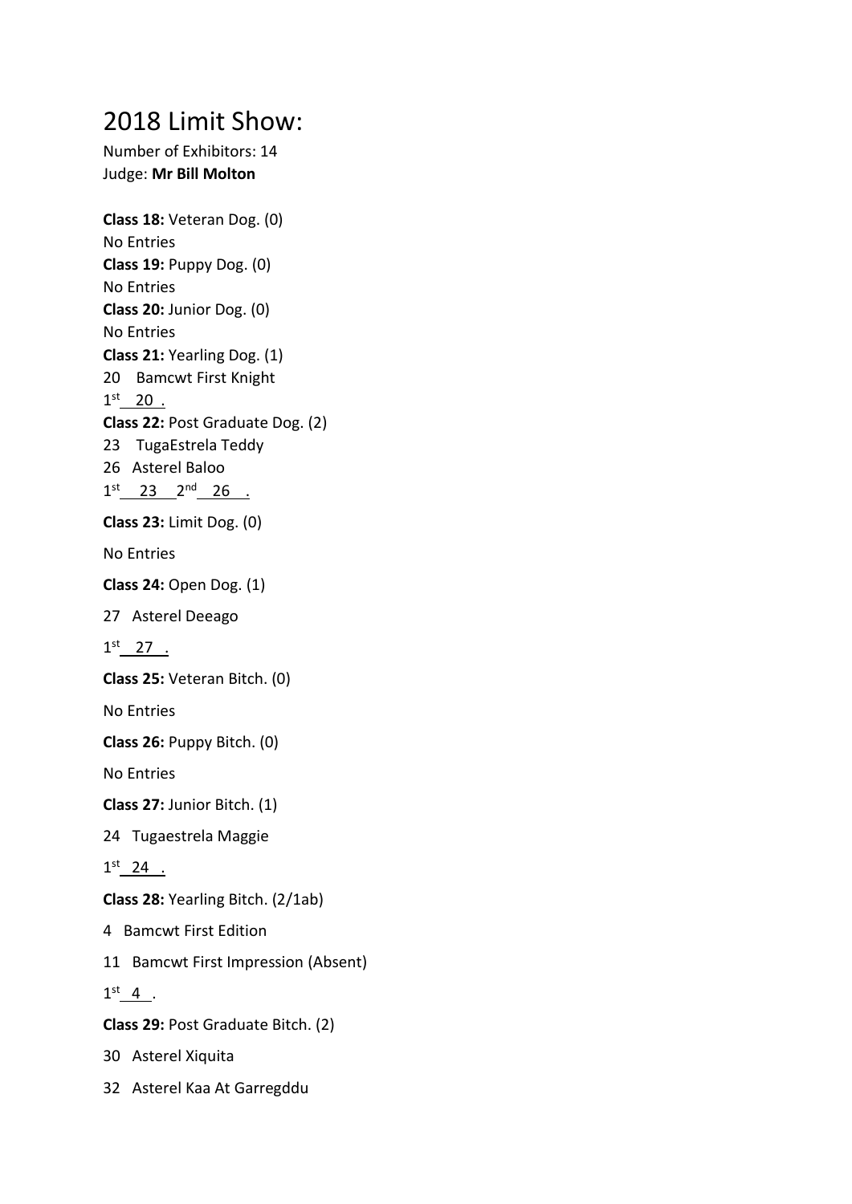# 2018 Limit Show:

Number of Exhibitors: 14

Judge: **Mr Bill Molton**

**Class 18:** Veteran Dog. (0)

No Entries

**Class 19:** Puppy Dog. (0)

No Entries

**Class 20:** Junior Dog. (0)

No Entries

**Class 21:** Yearling Dog. (1)

20 Bamcwt First Knight

1st 20 .

**Class 22:** Post Graduate Dog. (2)

23 TugaEstrela Teddy

26 Asterel Baloo

1st 23 2nd 26 .

**Class 23:** Limit Dog. (0)

No Entries

**Class 24:** Open Dog. (1)

27 Asterel Deeago

1st 27 .

**Class 25:** Veteran Bitch. (0)

No Entries

**Class 26:** Puppy Bitch. (0)

No Entries

**Class 27:** Junior Bitch. (1)

24 Tugaestrela Maggie

1st 24 .

**Class 28:** Yearling Bitch. (2/1ab)

4 Bamcwt First Edition

11 Bamcwt First Impression (Absent)

1st 4 .

**Class 29:** Post Graduate Bitch. (2)

30 Asterel Xiquita

32 Asterel Kaa At Garregddu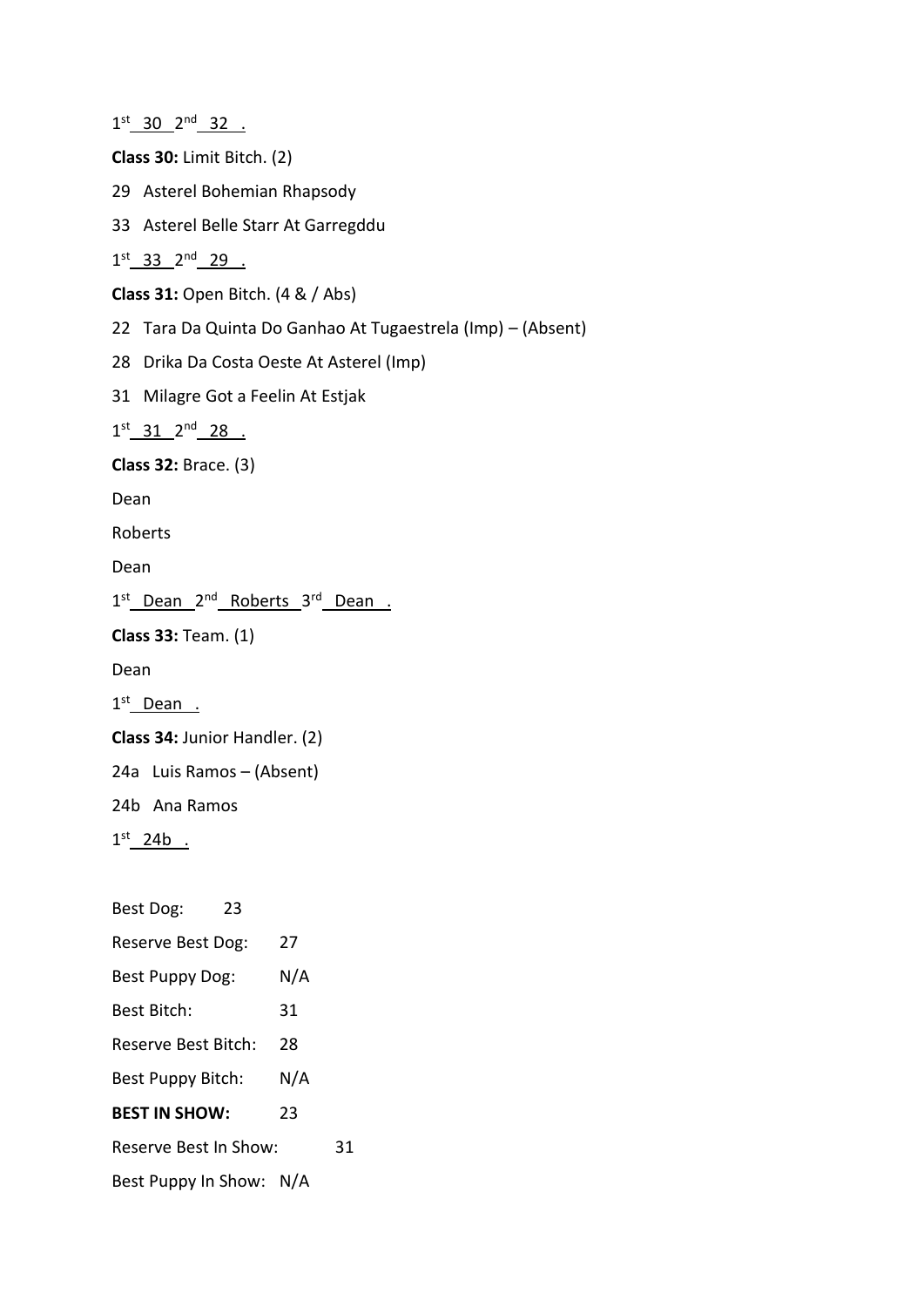1st 30 2nd 32 .

**Class 30:** Limit Bitch. (2)

29 Asterel Bohemian Rhapsody

33 Asterel Belle Starr At Garregddu

1st 33 2nd 29 .

**Class 31:** Open Bitch. (4 & / Abs)

22 Tara Da Quinta Do Ganhao At Tugaestrela (Imp) – (Absent)

28 Drika Da Costa Oeste At Asterel (Imp)

31 Milagre Got a Feelin At Estjak

1st 31 2nd 28 .

**Class 32:** Brace. (3)

Dean

Roberts

Dean

1st Dean 2nd Roberts 3rd Dean .

**Class 33:** Team. (1)

Dean

1st Dean .

**Class 34:** Junior Handler. (2)

24a Luis Ramos – (Absent)

24b Ana Ramos

1st 24b .

Best Dog: 23

Reserve Best Dog: 27

Best Puppy Dog: N/A

Best Bitch: 31

Reserve Best Bitch: 28

Best Puppy Bitch: N/A

**BEST IN SHOW:** 23

Reserve Best In Show: 31

Best Puppy In Show: N/A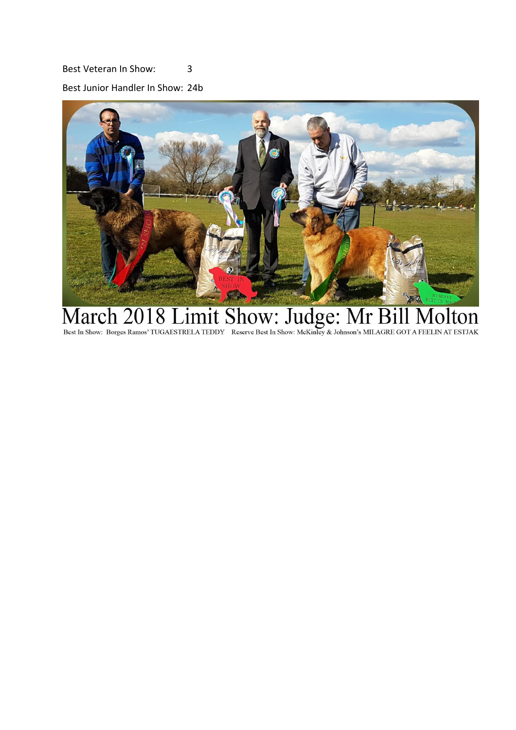Best Veteran In Show: 3

Best Junior Handler In Show: 24b

March 2018 Limit Show: Judge: Mr Bill Molton

Best In Show: Borges Ramos' TUGAESTRELA TEDDY Reserve Best In Show: McKinley & Johnson's MILAGRE GOT A FEELIN AT ESTJAK